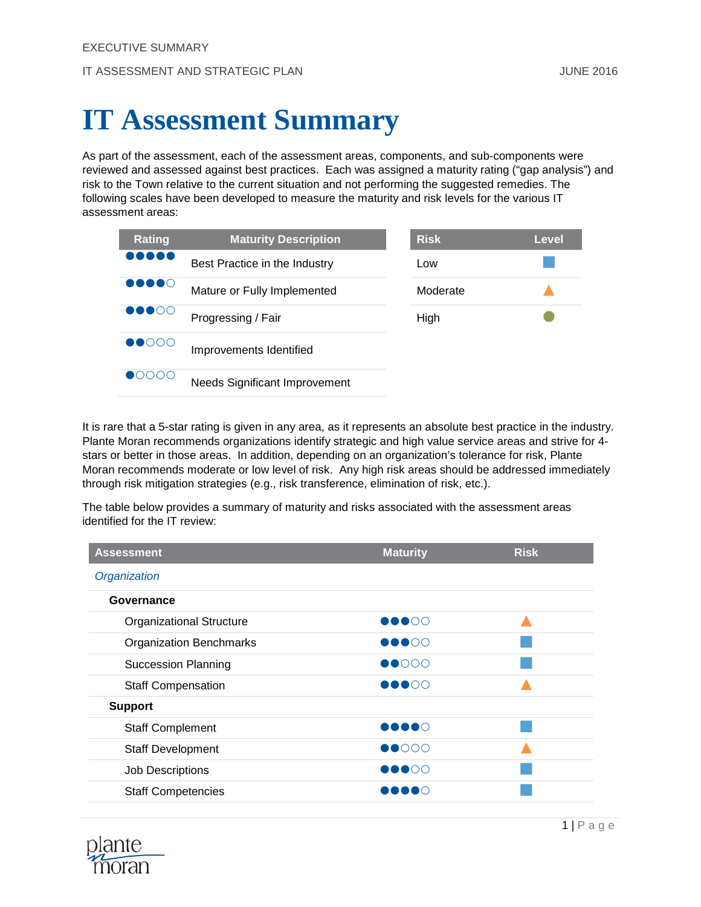# IT Assessment Summary

As part of the assessment, each of the assessment areas, components, and sub-components were reviewed and assessed against best practices. Each was assigned a maturity rating ("gap analysis") and risk to the Town relative to the current situation and not performing the suggested remedies. The following scales have been developed to measure the maturity and risk levels for the various IT assessment areas:

| Rating | Maturity Description |
|---|---|
| ●●●●● | Best Practice in the Industry |
| ●●●●○ | Mature or Fully Implemented |
| ●●●○○ | Progressing / Fair |
| ●●○○○ | Improvements Identified |
| ●○○○○ | Needs Significant Improvement |

| Risk | Level |
|---|---|
| Low | ■ |
| Moderate | ▲ |
| High | ⬢ |

It is rare that a 5-star rating is given in any area, as it represents an absolute best practice in the industry. Plante Moran recommends organizations identify strategic and high value service areas and strive for 4-stars or better in those areas. In addition, depending on an organization's tolerance for risk, Plante Moran recommends moderate or low level of risk. Any high risk areas should be addressed immediately through risk mitigation strategies (e.g., risk transference, elimination of risk, etc.).

The table below provides a summary of maturity and risks associated with the assessment areas identified for the IT review:

| Assessment | Maturity | Risk |
|---|---|---|
| *Organization* | | |
| **Governance** | | |
| Organizational Structure | ●●●○○ | ▲ |
| Organization Benchmarks | ●●●○○ | ■ |
| Succession Planning | ●●○○○ | ■ |
| Staff Compensation | ●●●○○ | ▲ |
| **Support** | | |
| Staff Complement | ●●●●○ | ■ |
| Staff Development | ●●○○○ | ▲ |
| Job Descriptions | ●●●○○ | ■ |
| Staff Competencies | ●●●●○ | ■ |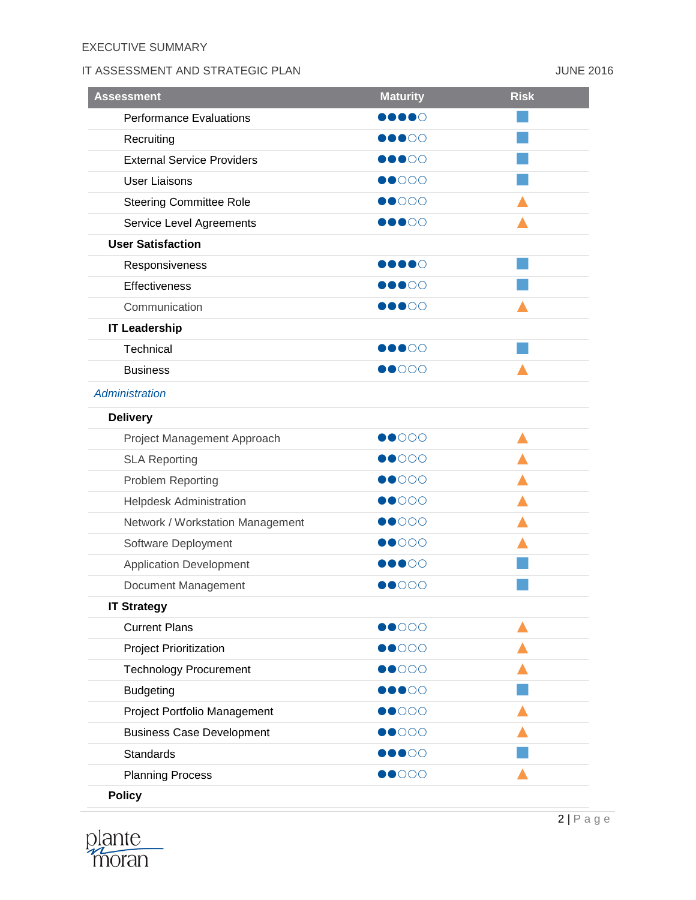| Assessment | Maturity | Risk |
|---|---|---|
| Performance Evaluations | ●●●●○ | ■ |
| Recruiting | ●●●○○ | ■ |
| External Service Providers | ●●●○○ | ■ |
| User Liaisons | ●●○○○ | ■ |
| Steering Committee Role | ●●○○○ | ▲ |
| Service Level Agreements | ●●●○○ | ▲ |
| **User Satisfaction** | | |
| Responsiveness | ●●●●○ | ■ |
| Effectiveness | ●●●○○ | ■ |
| Communication | ●●●○○ | ▲ |
| **IT Leadership** | | |
| Technical | ●●●○○ | ■ |
| Business | ●●○○○ | ▲ |
| *Administration* | | |
| **Delivery** | | |
| Project Management Approach | ●●○○○ | ▲ |
| SLA Reporting | ●●○○○ | ▲ |
| Problem Reporting | ●●○○○ | ▲ |
| Helpdesk Administration | ●●○○○ | ▲ |
| Network / Workstation Management | ●●○○○ | ▲ |
| Software Deployment | ●●○○○ | ▲ |
| Application Development | ●●●○○ | ■ |
| Document Management | ●●○○○ | ■ |
| **IT Strategy** | | |
| Current Plans | ●●○○○ | ▲ |
| Project Prioritization | ●●○○○ | ▲ |
| Technology Procurement | ●●○○○ | ▲ |
| Budgeting | ●●●○○ | ■ |
| Project Portfolio Management | ●●○○○ | ▲ |
| Business Case Development | ●●○○○ | ▲ |
| Standards | ●●●○○ | ■ |
| Planning Process | ●●○○○ | ▲ |
| **Policy** | | |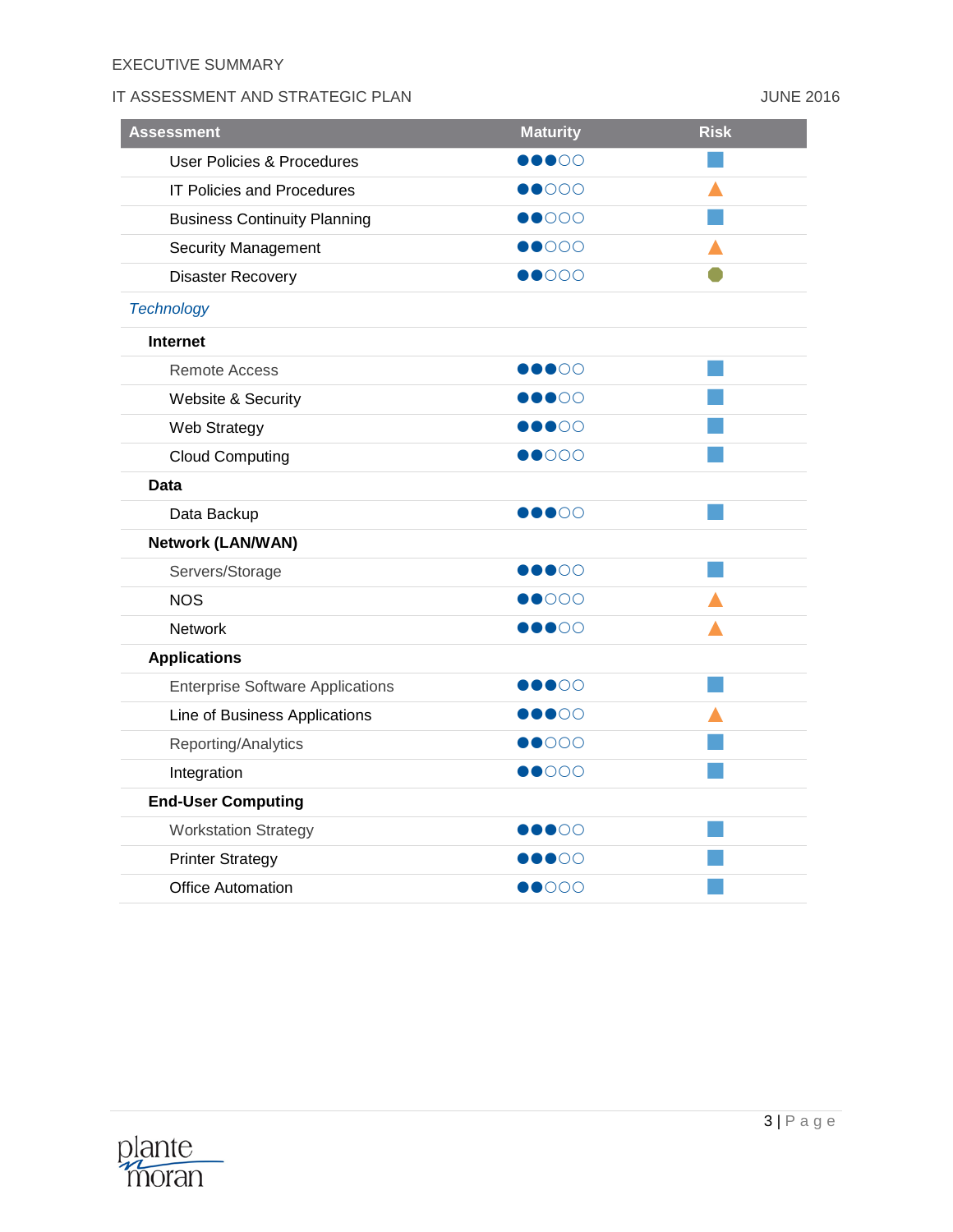| Assessment | Maturity | Risk |
|---|---|---|
| User Policies & Procedures | ●●●○○ | ■ |
| IT Policies and Procedures | ●●○○○ | ▲ |
| Business Continuity Planning | ●●○○○ | ■ |
| Security Management | ●●○○○ | ▲ |
| Disaster Recovery | ●●○○○ | ⬢ |
| *Technology* | | |
| **Internet** | | |
| Remote Access | ●●●○○ | ■ |
| Website & Security | ●●●○○ | ■ |
| Web Strategy | ●●●○○ | ■ |
| Cloud Computing | ●●○○○ | ■ |
| **Data** | | |
| Data Backup | ●●●○○ | ■ |
| **Network (LAN/WAN)** | | |
| Servers/Storage | ●●●○○ | ■ |
| NOS | ●●○○○ | ▲ |
| Network | ●●●○○ | ▲ |
| **Applications** | | |
| Enterprise Software Applications | ●●●○○ | ■ |
| Line of Business Applications | ●●●○○ | ▲ |
| Reporting/Analytics | ●●○○○ | ■ |
| Integration | ●●○○○ | ■ |
| **End-User Computing** | | |
| Workstation Strategy | ●●●○○ | ■ |
| Printer Strategy | ●●●○○ | ■ |
| Office Automation | ●●○○○ | ■ |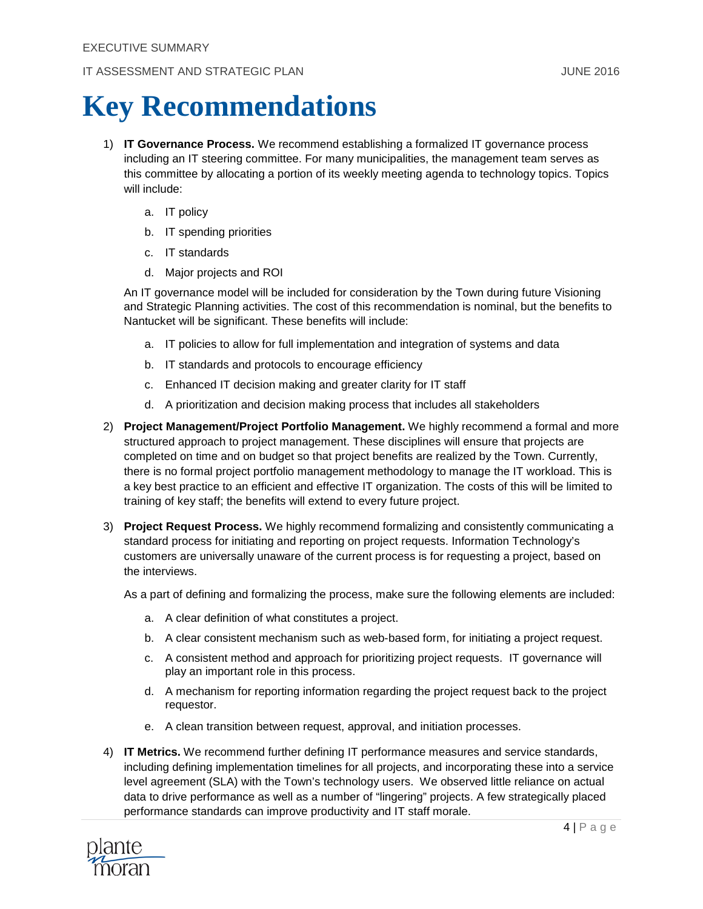# Key Recommendations

1) **IT Governance Process.** We recommend establishing a formalized IT governance process including an IT steering committee. For many municipalities, the management team serves as this committee by allocating a portion of its weekly meeting agenda to technology topics. Topics will include:

    a. IT policy

    b. IT spending priorities

    c. IT standards

    d. Major projects and ROI

    An IT governance model will be included for consideration by the Town during future Visioning and Strategic Planning activities. The cost of this recommendation is nominal, but the benefits to Nantucket will be significant. These benefits will include:

    a. IT policies to allow for full implementation and integration of systems and data

    b. IT standards and protocols to encourage efficiency

    c. Enhanced IT decision making and greater clarity for IT staff

    d. A prioritization and decision making process that includes all stakeholders

2) **Project Management/Project Portfolio Management.** We highly recommend a formal and more structured approach to project management. These disciplines will ensure that projects are completed on time and on budget so that project benefits are realized by the Town. Currently, there is no formal project portfolio management methodology to manage the IT workload. This is a key best practice to an efficient and effective IT organization. The costs of this will be limited to training of key staff; the benefits will extend to every future project.

3) **Project Request Process.** We highly recommend formalizing and consistently communicating a standard process for initiating and reporting on project requests. Information Technology's customers are universally unaware of the current process is for requesting a project, based on the interviews.

    As a part of defining and formalizing the process, make sure the following elements are included:

    a. A clear definition of what constitutes a project.

    b. A clear consistent mechanism such as web-based form, for initiating a project request.

    c. A consistent method and approach for prioritizing project requests. IT governance will play an important role in this process.

    d. A mechanism for reporting information regarding the project request back to the project requestor.

    e. A clean transition between request, approval, and initiation processes.

4) **IT Metrics.** We recommend further defining IT performance measures and service standards, including defining implementation timelines for all projects, and incorporating these into a service level agreement (SLA) with the Town's technology users. We observed little reliance on actual data to drive performance as well as a number of "lingering" projects. A few strategically placed performance standards can improve productivity and IT staff morale.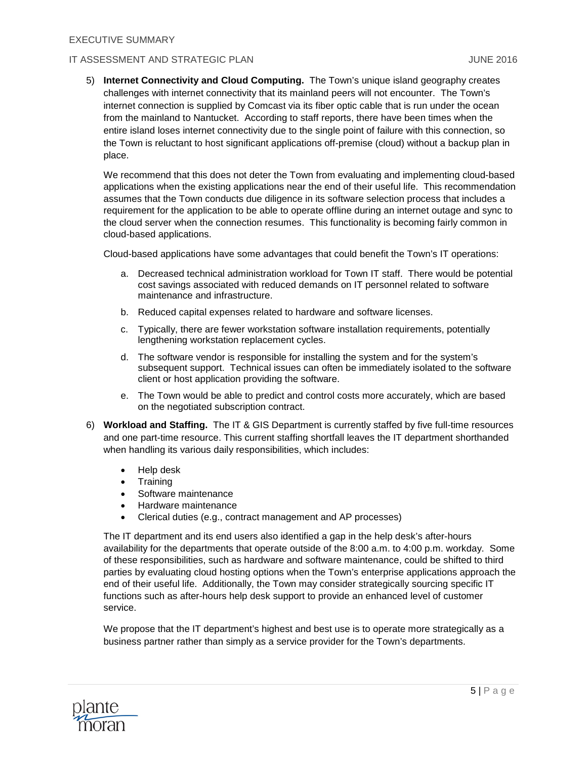5) **Internet Connectivity and Cloud Computing.** The Town's unique island geography creates challenges with internet connectivity that its mainland peers will not encounter. The Town's internet connection is supplied by Comcast via its fiber optic cable that is run under the ocean from the mainland to Nantucket. According to staff reports, there have been times when the entire island loses internet connectivity due to the single point of failure with this connection, so the Town is reluctant to host significant applications off-premise (cloud) without a backup plan in place.

   We recommend that this does not deter the Town from evaluating and implementing cloud-based applications when the existing applications near the end of their useful life. This recommendation assumes that the Town conducts due diligence in its software selection process that includes a requirement for the application to be able to operate offline during an internet outage and sync to the cloud server when the connection resumes. This functionality is becoming fairly common in cloud-based applications.

   Cloud-based applications have some advantages that could benefit the Town's IT operations:

   a. Decreased technical administration workload for Town IT staff. There would be potential cost savings associated with reduced demands on IT personnel related to software maintenance and infrastructure.

   b. Reduced capital expenses related to hardware and software licenses.

   c. Typically, there are fewer workstation software installation requirements, potentially lengthening workstation replacement cycles.

   d. The software vendor is responsible for installing the system and for the system's subsequent support. Technical issues can often be immediately isolated to the software client or host application providing the software.

   e. The Town would be able to predict and control costs more accurately, which are based on the negotiated subscription contract.

6) **Workload and Staffing.** The IT & GIS Department is currently staffed by five full-time resources and one part-time resource. This current staffing shortfall leaves the IT department shorthanded when handling its various daily responsibilities, which includes:

   - Help desk
   - Training
   - Software maintenance
   - Hardware maintenance
   - Clerical duties (e.g., contract management and AP processes)

   The IT department and its end users also identified a gap in the help desk's after-hours availability for the departments that operate outside of the 8:00 a.m. to 4:00 p.m. workday. Some of these responsibilities, such as hardware and software maintenance, could be shifted to third parties by evaluating cloud hosting options when the Town's enterprise applications approach the end of their useful life. Additionally, the Town may consider strategically sourcing specific IT functions such as after-hours help desk support to provide an enhanced level of customer service.

   We propose that the IT department's highest and best use is to operate more strategically as a business partner rather than simply as a service provider for the Town's departments.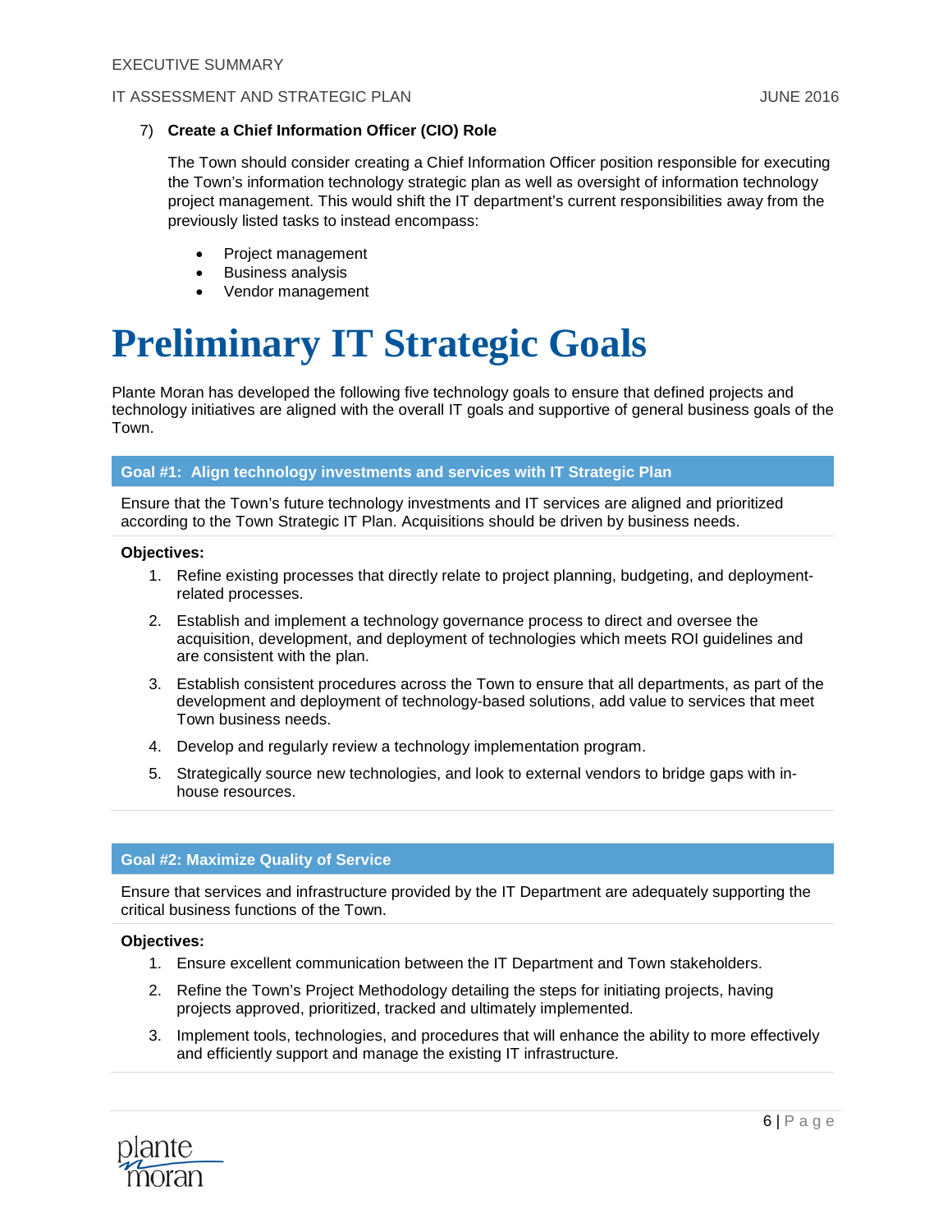7) **Create a Chief Information Officer (CIO) Role**

   The Town should consider creating a Chief Information Officer position responsible for executing the Town's information technology strategic plan as well as oversight of information technology project management. This would shift the IT department's current responsibilities away from the previously listed tasks to instead encompass:

   - Project management
   - Business analysis
   - Vendor management

# Preliminary IT Strategic Goals

Plante Moran has developed the following five technology goals to ensure that defined projects and technology initiatives are aligned with the overall IT goals and supportive of general business goals of the Town.

### Goal #1: Align technology investments and services with IT Strategic Plan

Ensure that the Town's future technology investments and IT services are aligned and prioritized according to the Town Strategic IT Plan. Acquisitions should be driven by business needs.

**Objectives:**

1. Refine existing processes that directly relate to project planning, budgeting, and deployment-related processes.
2. Establish and implement a technology governance process to direct and oversee the acquisition, development, and deployment of technologies which meets ROI guidelines and are consistent with the plan.
3. Establish consistent procedures across the Town to ensure that all departments, as part of the development and deployment of technology-based solutions, add value to services that meet Town business needs.
4. Develop and regularly review a technology implementation program.
5. Strategically source new technologies, and look to external vendors to bridge gaps with in-house resources.

### Goal #2: Maximize Quality of Service

Ensure that services and infrastructure provided by the IT Department are adequately supporting the critical business functions of the Town.

**Objectives:**

1. Ensure excellent communication between the IT Department and Town stakeholders.
2. Refine the Town's Project Methodology detailing the steps for initiating projects, having projects approved, prioritized, tracked and ultimately implemented.
3. Implement tools, technologies, and procedures that will enhance the ability to more effectively and efficiently support and manage the existing IT infrastructure.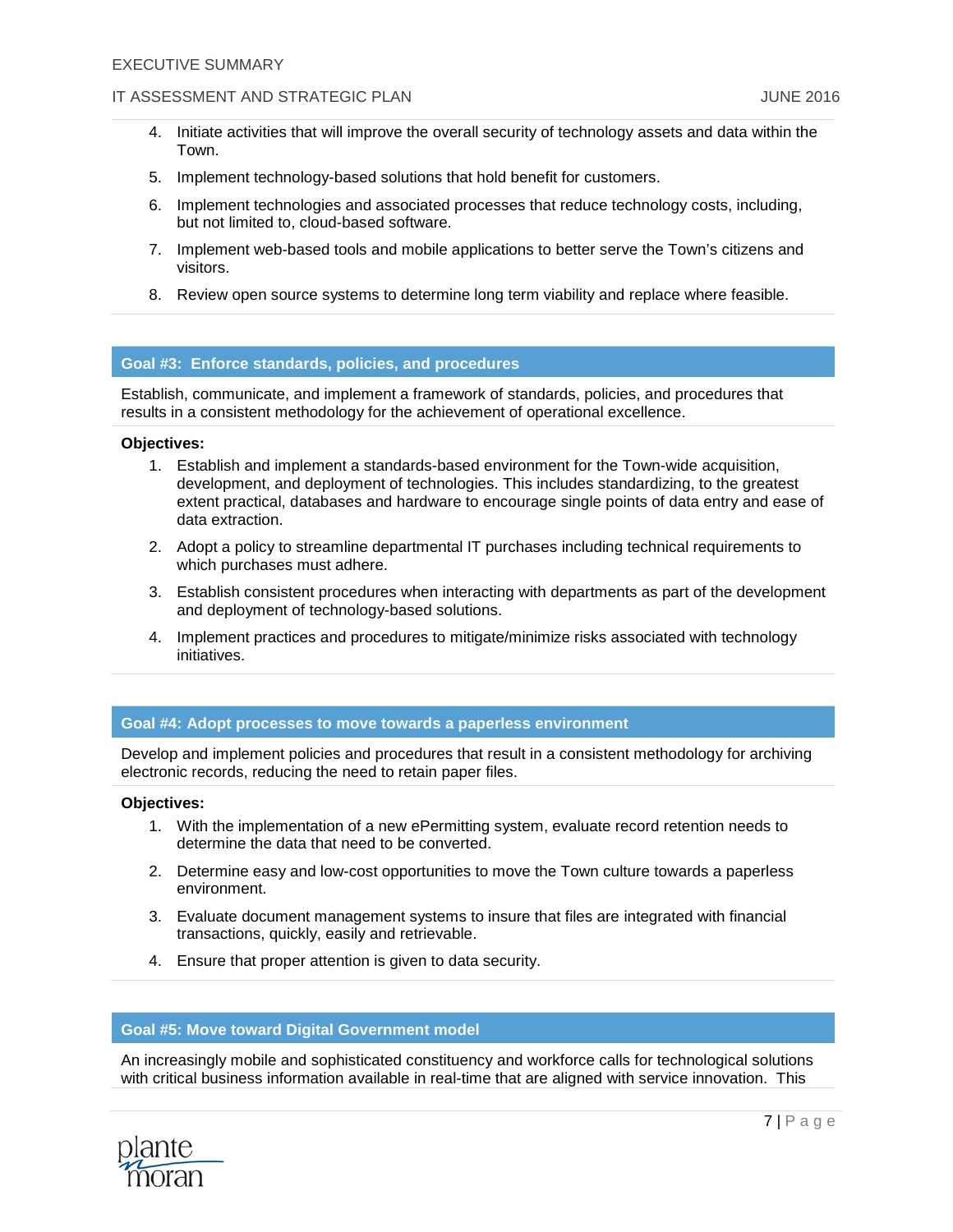4. Initiate activities that will improve the overall security of technology assets and data within the Town.
5. Implement technology-based solutions that hold benefit for customers.
6. Implement technologies and associated processes that reduce technology costs, including, but not limited to, cloud-based software.
7. Implement web-based tools and mobile applications to better serve the Town's citizens and visitors.
8. Review open source systems to determine long term viability and replace where feasible.

## Goal #3: Enforce standards, policies, and procedures

Establish, communicate, and implement a framework of standards, policies, and procedures that results in a consistent methodology for the achievement of operational excellence.

**Objectives:**

1. Establish and implement a standards-based environment for the Town-wide acquisition, development, and deployment of technologies. This includes standardizing, to the greatest extent practical, databases and hardware to encourage single points of data entry and ease of data extraction.
2. Adopt a policy to streamline departmental IT purchases including technical requirements to which purchases must adhere.
3. Establish consistent procedures when interacting with departments as part of the development and deployment of technology-based solutions.
4. Implement practices and procedures to mitigate/minimize risks associated with technology initiatives.

## Goal #4: Adopt processes to move towards a paperless environment

Develop and implement policies and procedures that result in a consistent methodology for archiving electronic records, reducing the need to retain paper files.

**Objectives:**

1. With the implementation of a new ePermitting system, evaluate record retention needs to determine the data that need to be converted.
2. Determine easy and low-cost opportunities to move the Town culture towards a paperless environment.
3. Evaluate document management systems to insure that files are integrated with financial transactions, quickly, easily and retrievable.
4. Ensure that proper attention is given to data security.

## Goal #5: Move toward Digital Government model

An increasingly mobile and sophisticated constituency and workforce calls for technological solutions with critical business information available in real-time that are aligned with service innovation. This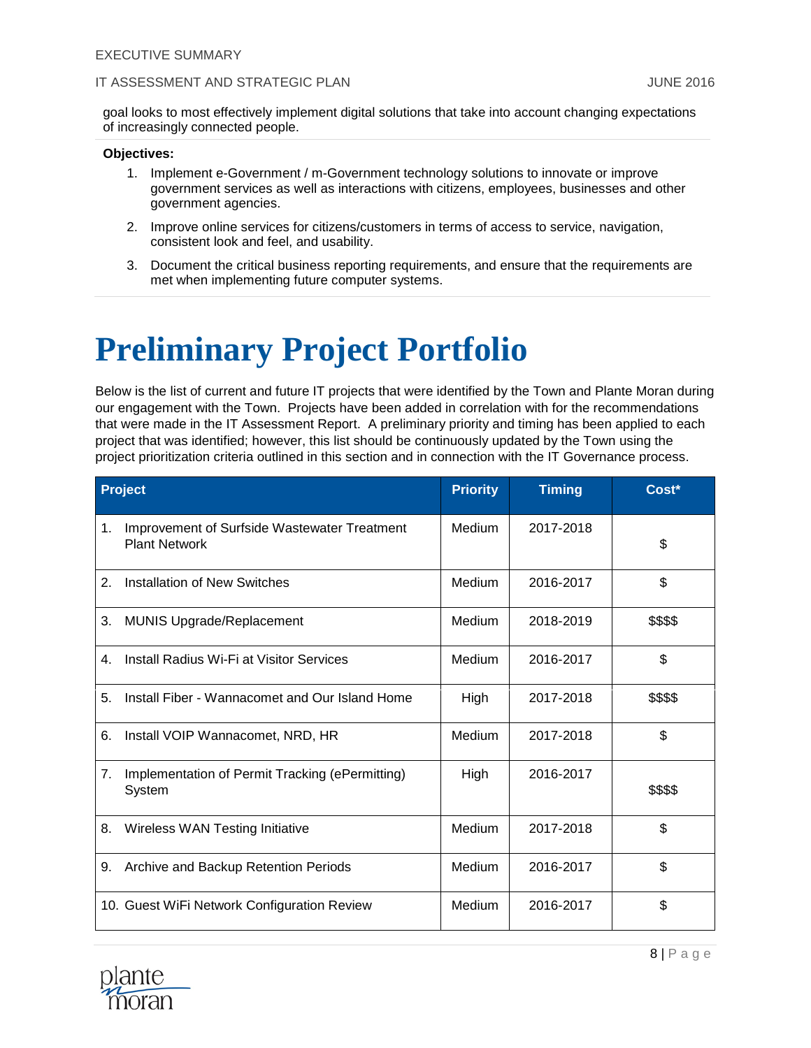goal looks to most effectively implement digital solutions that take into account changing expectations of increasingly connected people.

**Objectives:**

1. Implement e-Government / m-Government technology solutions to innovate or improve government services as well as interactions with citizens, employees, businesses and other government agencies.
2. Improve online services for citizens/customers in terms of access to service, navigation, consistent look and feel, and usability.
3. Document the critical business reporting requirements, and ensure that the requirements are met when implementing future computer systems.

# Preliminary Project Portfolio

Below is the list of current and future IT projects that were identified by the Town and Plante Moran during our engagement with the Town. Projects have been added in correlation with for the recommendations that were made in the IT Assessment Report. A preliminary priority and timing has been applied to each project that was identified; however, this list should be continuously updated by the Town using the project prioritization criteria outlined in this section and in connection with the IT Governance process.

| Project | Priority | Timing | Cost* |
|---|---|---|---|
| 1. Improvement of Surfside Wastewater Treatment Plant Network | Medium | 2017-2018 | $ |
| 2. Installation of New Switches | Medium | 2016-2017 | $ |
| 3. MUNIS Upgrade/Replacement | Medium | 2018-2019 | $$$$ |
| 4. Install Radius Wi-Fi at Visitor Services | Medium | 2016-2017 | $ |
| 5. Install Fiber - Wannacomet and Our Island Home | High | 2017-2018 | $$$$ |
| 6. Install VOIP Wannacomet, NRD, HR | Medium | 2017-2018 | $ |
| 7. Implementation of Permit Tracking (ePermitting) System | High | 2016-2017 | $$$$ |
| 8. Wireless WAN Testing Initiative | Medium | 2017-2018 | $ |
| 9. Archive and Backup Retention Periods | Medium | 2016-2017 | $ |
| 10. Guest WiFi Network Configuration Review | Medium | 2016-2017 | $ |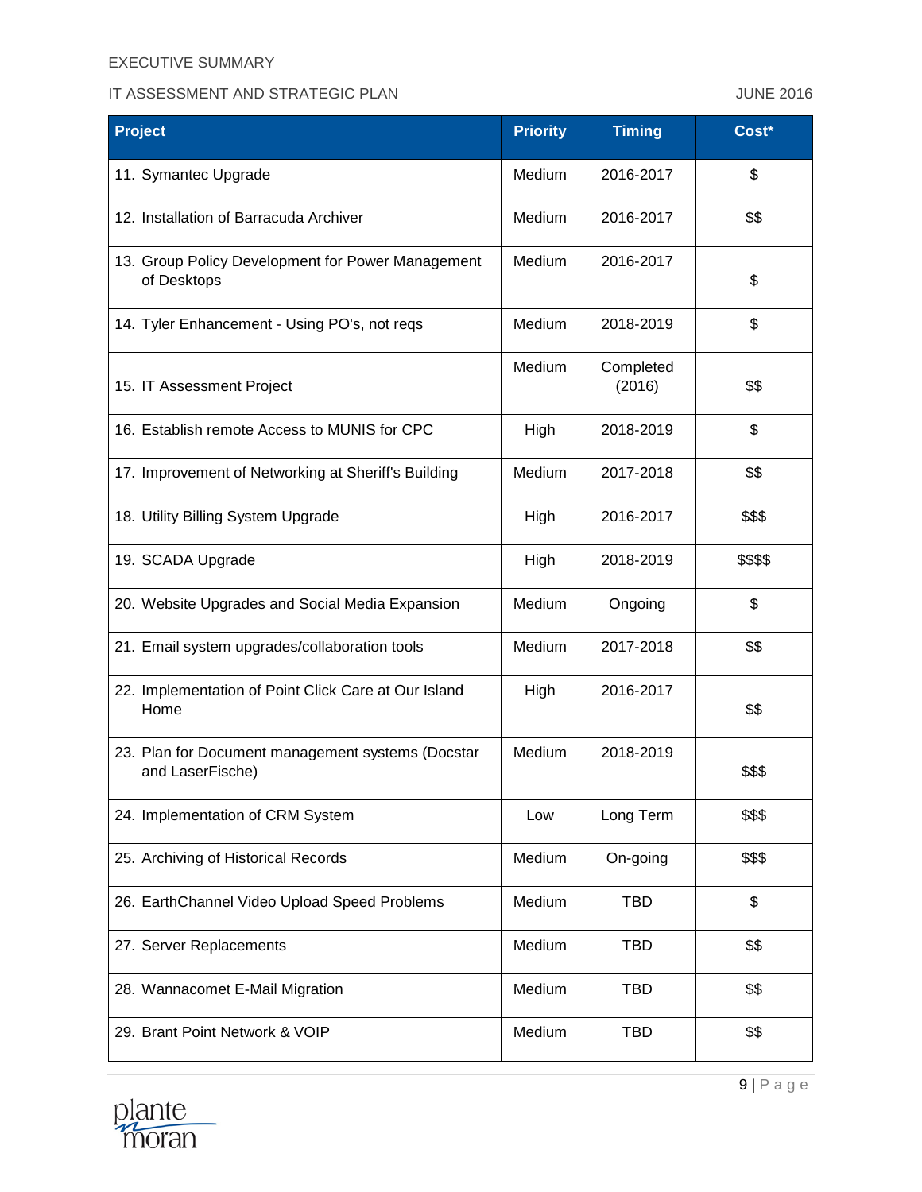| Project | Priority | Timing | Cost* |
|---|---|---|---|
| 11. Symantec Upgrade | Medium | 2016-2017 | $ |
| 12. Installation of Barracuda Archiver | Medium | 2016-2017 | $$ |
| 13. Group Policy Development for Power Management of Desktops | Medium | 2016-2017 | $ |
| 14. Tyler Enhancement - Using PO's, not reqs | Medium | 2018-2019 | $ |
| 15. IT Assessment Project | Medium | Completed (2016) | $$ |
| 16. Establish remote Access to MUNIS for CPC | High | 2018-2019 | $ |
| 17. Improvement of Networking at Sheriff's Building | Medium | 2017-2018 | $$ |
| 18. Utility Billing System Upgrade | High | 2016-2017 | $$$ |
| 19. SCADA Upgrade | High | 2018-2019 | $$$$ |
| 20. Website Upgrades and Social Media Expansion | Medium | Ongoing | $ |
| 21. Email system upgrades/collaboration tools | Medium | 2017-2018 | $$ |
| 22. Implementation of Point Click Care at Our Island Home | High | 2016-2017 | $$ |
| 23. Plan for Document management systems (Docstar and LaserFische) | Medium | 2018-2019 | $$$ |
| 24. Implementation of CRM System | Low | Long Term | $$$ |
| 25. Archiving of Historical Records | Medium | On-going | $$$ |
| 26. EarthChannel Video Upload Speed Problems | Medium | TBD | $ |
| 27. Server Replacements | Medium | TBD | $$ |
| 28. Wannacomet E-Mail Migration | Medium | TBD | $$ |
| 29. Brant Point Network & VOIP | Medium | TBD | $$ |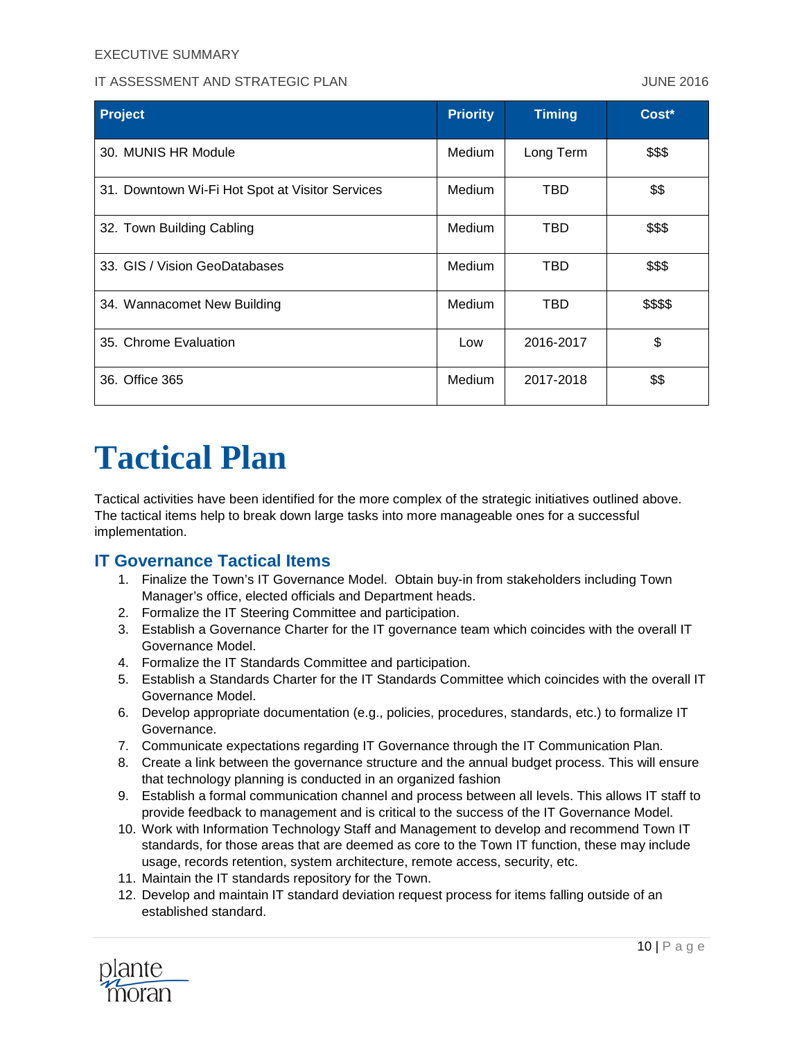| Project | Priority | Timing | Cost* |
| --- | --- | --- | --- |
| 30. MUNIS HR Module | Medium | Long Term | $$$ |
| 31. Downtown Wi-Fi Hot Spot at Visitor Services | Medium | TBD | $$ |
| 32. Town Building Cabling | Medium | TBD | $$$ |
| 33. GIS / Vision GeoDatabases | Medium | TBD | $$$ |
| 34. Wannacomet New Building | Medium | TBD | $$$$ |
| 35. Chrome Evaluation | Low | 2016-2017 | $ |
| 36. Office 365 | Medium | 2017-2018 | $$ |

# Tactical Plan

Tactical activities have been identified for the more complex of the strategic initiatives outlined above. The tactical items help to break down large tasks into more manageable ones for a successful implementation.

## IT Governance Tactical Items

1. Finalize the Town's IT Governance Model. Obtain buy-in from stakeholders including Town Manager's office, elected officials and Department heads.
2. Formalize the IT Steering Committee and participation.
3. Establish a Governance Charter for the IT governance team which coincides with the overall IT Governance Model.
4. Formalize the IT Standards Committee and participation.
5. Establish a Standards Charter for the IT Standards Committee which coincides with the overall IT Governance Model.
6. Develop appropriate documentation (e.g., policies, procedures, standards, etc.) to formalize IT Governance.
7. Communicate expectations regarding IT Governance through the IT Communication Plan.
8. Create a link between the governance structure and the annual budget process. This will ensure that technology planning is conducted in an organized fashion
9. Establish a formal communication channel and process between all levels. This allows IT staff to provide feedback to management and is critical to the success of the IT Governance Model.
10. Work with Information Technology Staff and Management to develop and recommend Town IT standards, for those areas that are deemed as core to the Town IT function, these may include usage, records retention, system architecture, remote access, security, etc.
11. Maintain the IT standards repository for the Town.
12. Develop and maintain IT standard deviation request process for items falling outside of an established standard.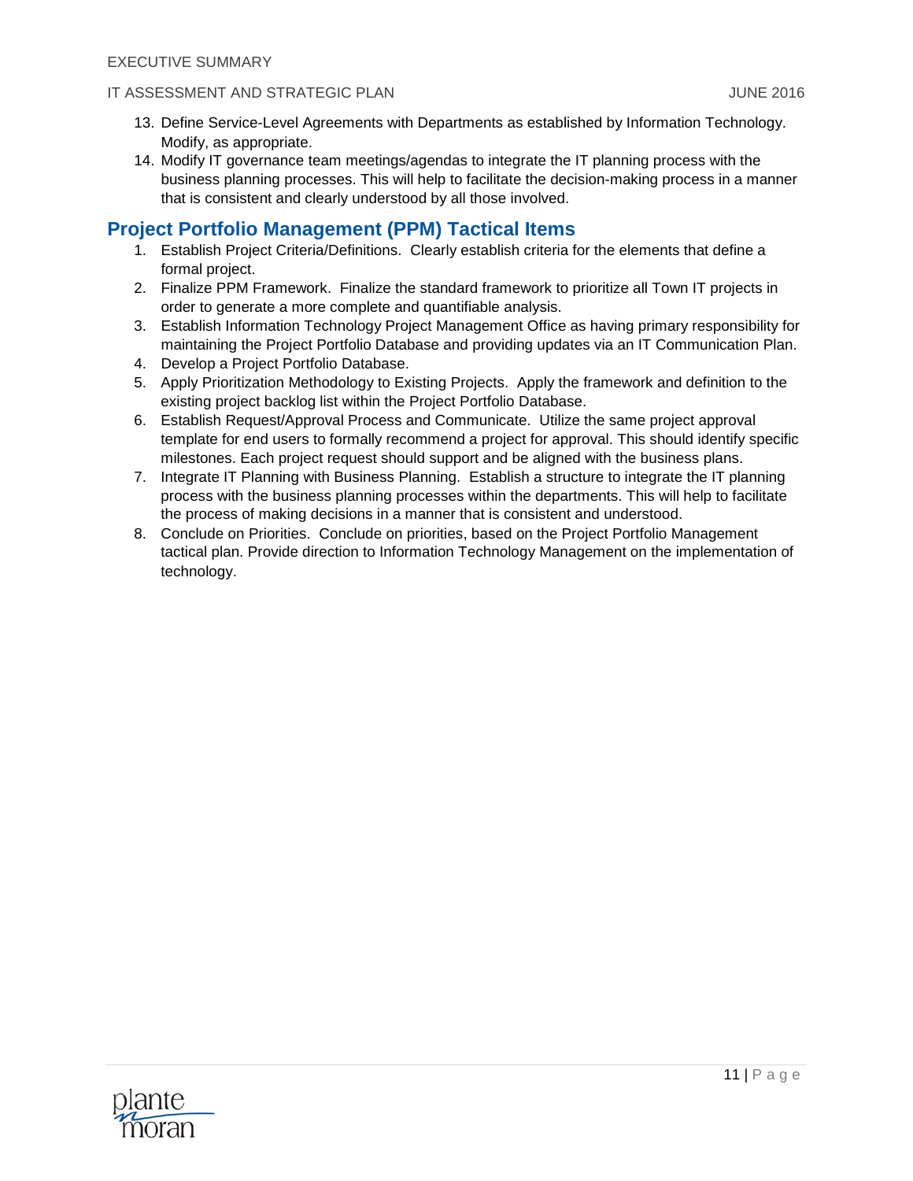13. Define Service-Level Agreements with Departments as established by Information Technology. Modify, as appropriate.
14. Modify IT governance team meetings/agendas to integrate the IT planning process with the business planning processes. This will help to facilitate the decision-making process in a manner that is consistent and clearly understood by all those involved.

## Project Portfolio Management (PPM) Tactical Items

1. Establish Project Criteria/Definitions. Clearly establish criteria for the elements that define a formal project.
2. Finalize PPM Framework. Finalize the standard framework to prioritize all Town IT projects in order to generate a more complete and quantifiable analysis.
3. Establish Information Technology Project Management Office as having primary responsibility for maintaining the Project Portfolio Database and providing updates via an IT Communication Plan.
4. Develop a Project Portfolio Database.
5. Apply Prioritization Methodology to Existing Projects. Apply the framework and definition to the existing project backlog list within the Project Portfolio Database.
6. Establish Request/Approval Process and Communicate. Utilize the same project approval template for end users to formally recommend a project for approval. This should identify specific milestones. Each project request should support and be aligned with the business plans.
7. Integrate IT Planning with Business Planning. Establish a structure to integrate the IT planning process with the business planning processes within the departments. This will help to facilitate the process of making decisions in a manner that is consistent and understood.
8. Conclude on Priorities. Conclude on priorities, based on the Project Portfolio Management tactical plan. Provide direction to Information Technology Management on the implementation of technology.